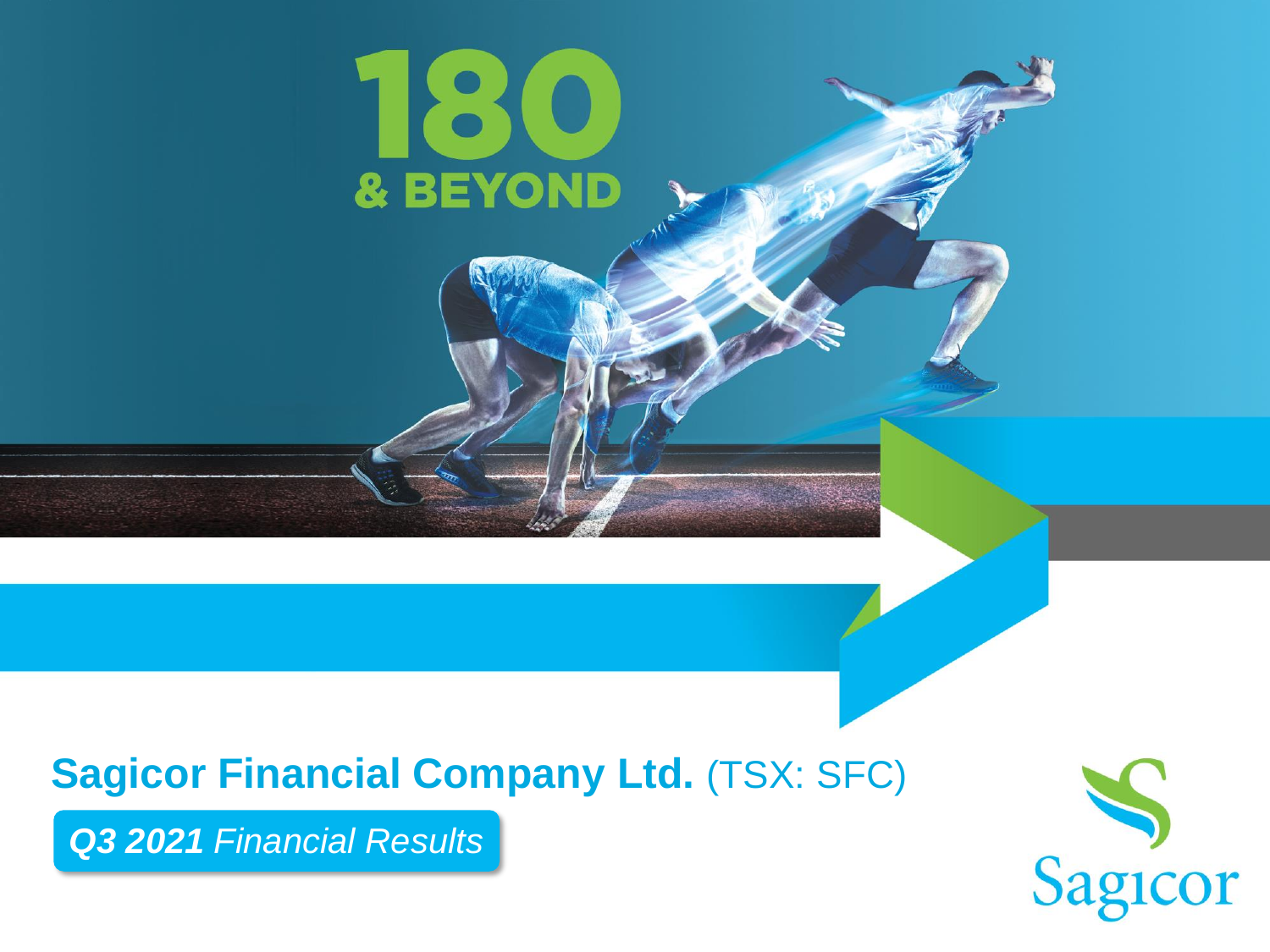# 180 & BEYOND

**Sagicor Financial Company Ltd.** (TSX: SFC)

***Q3 2021** Financial Results*

Sagicor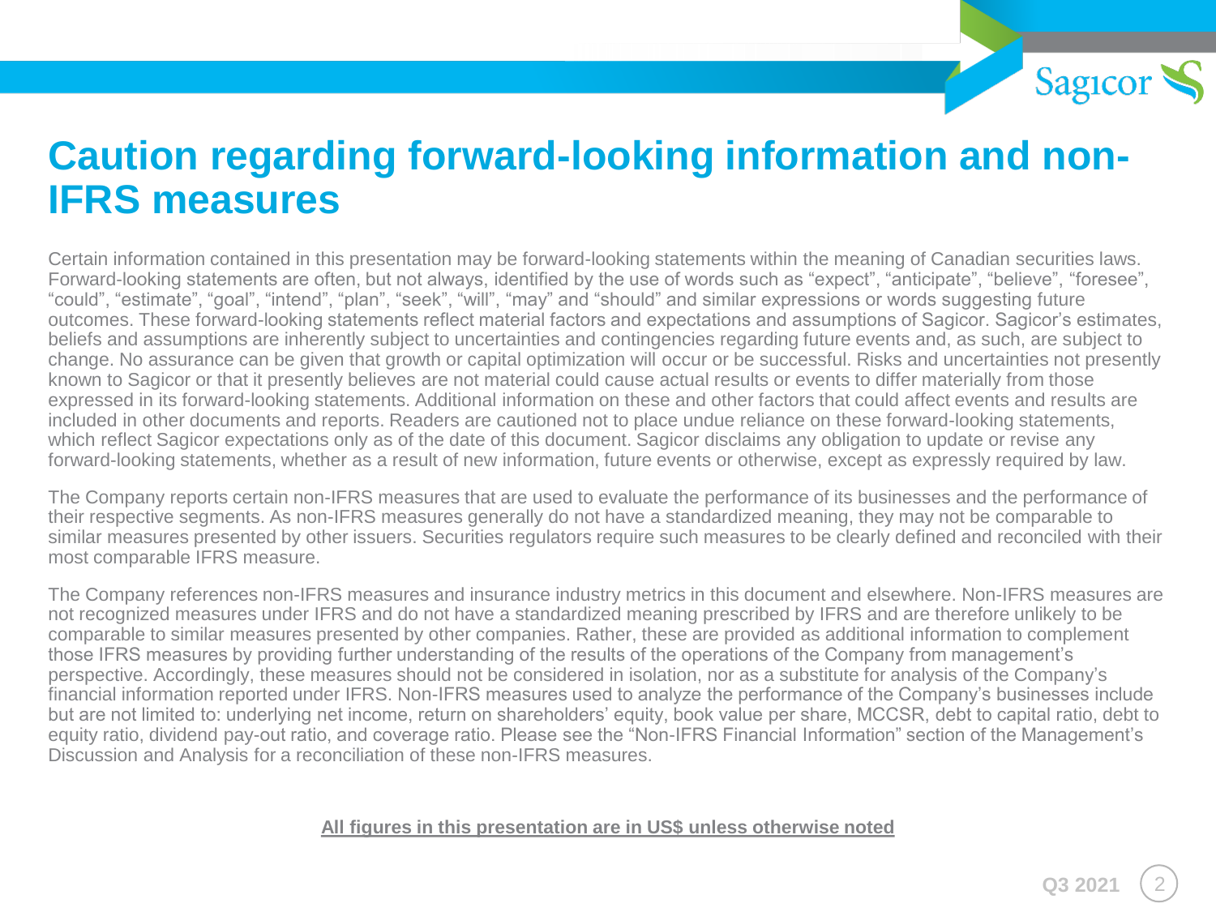# Caution regarding forward-looking information and non-IFRS measures

Certain information contained in this presentation may be forward-looking statements within the meaning of Canadian securities laws. Forward-looking statements are often, but not always, identified by the use of words such as "expect", "anticipate", "believe", "foresee", "could", "estimate", "goal", "intend", "plan", "seek", "will", "may" and "should" and similar expressions or words suggesting future outcomes. These forward-looking statements reflect material factors and expectations and assumptions of Sagicor. Sagicor's estimates, beliefs and assumptions are inherently subject to uncertainties and contingencies regarding future events and, as such, are subject to change. No assurance can be given that growth or capital optimization will occur or be successful. Risks and uncertainties not presently known to Sagicor or that it presently believes are not material could cause actual results or events to differ materially from those expressed in its forward-looking statements. Additional information on these and other factors that could affect events and results are included in other documents and reports. Readers are cautioned not to place undue reliance on these forward-looking statements, which reflect Sagicor expectations only as of the date of this document. Sagicor disclaims any obligation to update or revise any forward-looking statements, whether as a result of new information, future events or otherwise, except as expressly required by law.

The Company reports certain non-IFRS measures that are used to evaluate the performance of its businesses and the performance of their respective segments. As non-IFRS measures generally do not have a standardized meaning, they may not be comparable to similar measures presented by other issuers. Securities regulators require such measures to be clearly defined and reconciled with their most comparable IFRS measure.

The Company references non-IFRS measures and insurance industry metrics in this document and elsewhere. Non-IFRS measures are not recognized measures under IFRS and do not have a standardized meaning prescribed by IFRS and are therefore unlikely to be comparable to similar measures presented by other companies. Rather, these are provided as additional information to complement those IFRS measures by providing further understanding of the results of the operations of the Company from management's perspective. Accordingly, these measures should not be considered in isolation, nor as a substitute for analysis of the Company's financial information reported under IFRS. Non-IFRS measures used to analyze the performance of the Company's businesses include but are not limited to: underlying net income, return on shareholders' equity, book value per share, MCCSR, debt to capital ratio, debt to equity ratio, dividend pay-out ratio, and coverage ratio. Please see the "Non-IFRS Financial Information" section of the Management's Discussion and Analysis for a reconciliation of these non-IFRS measures.

**All figures in this presentation are in US$ unless otherwise noted**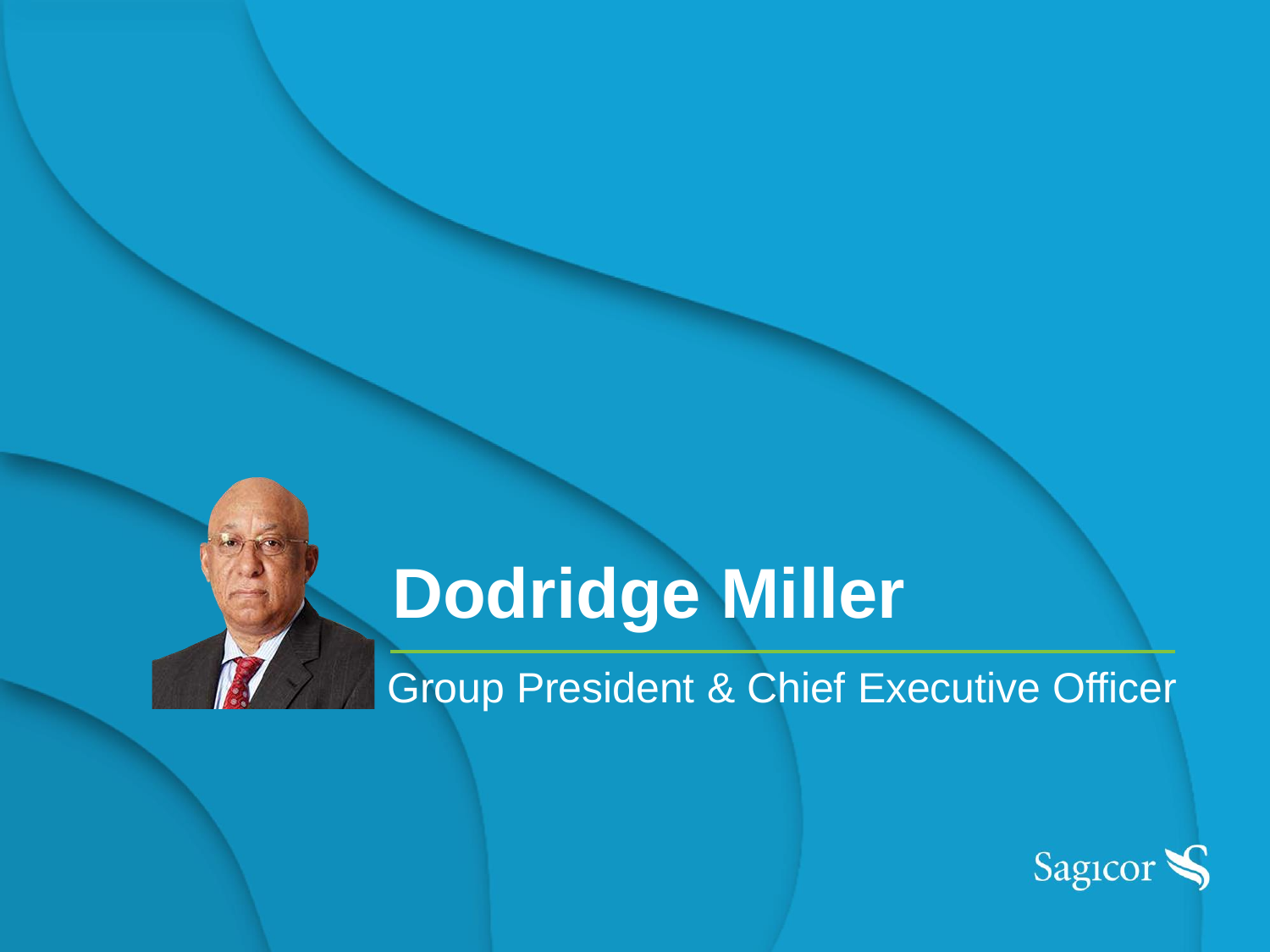# Dodridge Miller

Group President & Chief Executive Officer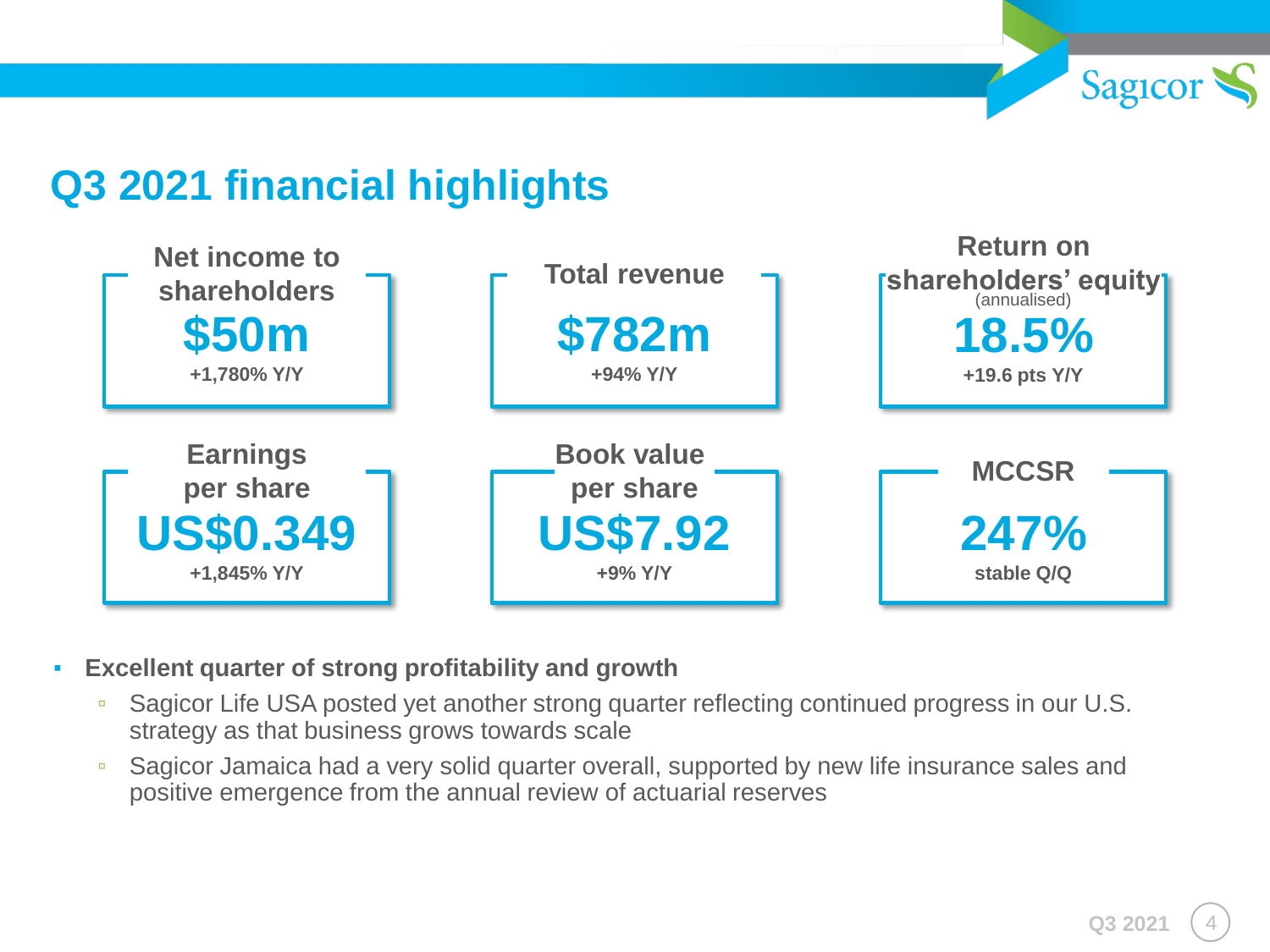# Q3 2021 financial highlights

**Net income to shareholders**
**$50m**
+1,780% Y/Y

**Total revenue**
**$782m**
+94% Y/Y

**Return on shareholders' equity** (annualised)
**18.5%**
+19.6 pts Y/Y

**Earnings per share**
**US$0.349**
+1,845% Y/Y

**Book value per share**
**US$7.92**
+9% Y/Y

**MCCSR**
**247%**
stable Q/Q

- **Excellent quarter of strong profitability and growth**
  - Sagicor Life USA posted yet another strong quarter reflecting continued progress in our U.S. strategy as that business grows towards scale
  - Sagicor Jamaica had a very solid quarter overall, supported by new life insurance sales and positive emergence from the annual review of actuarial reserves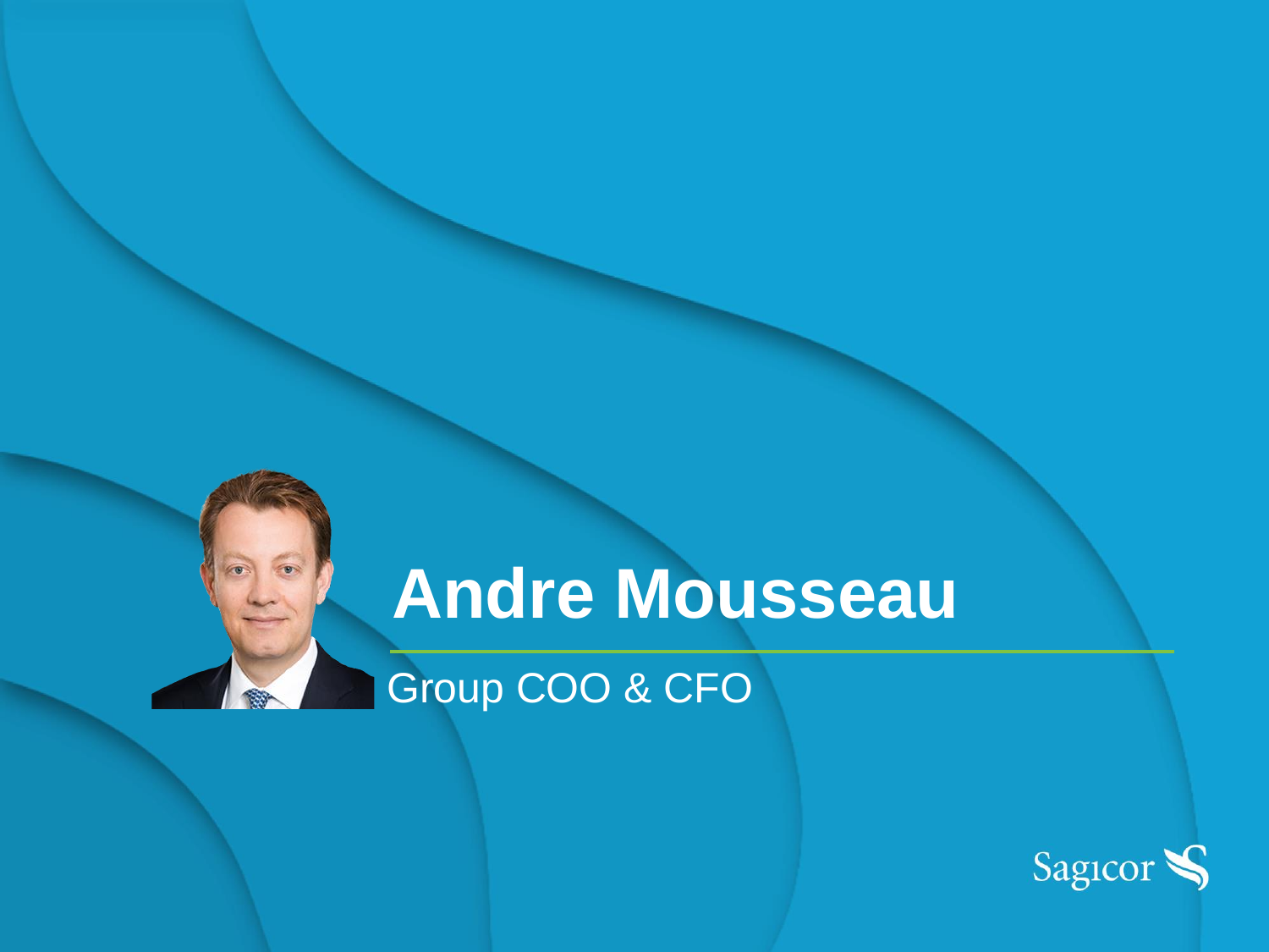# Andre Mousseau

Group COO & CFO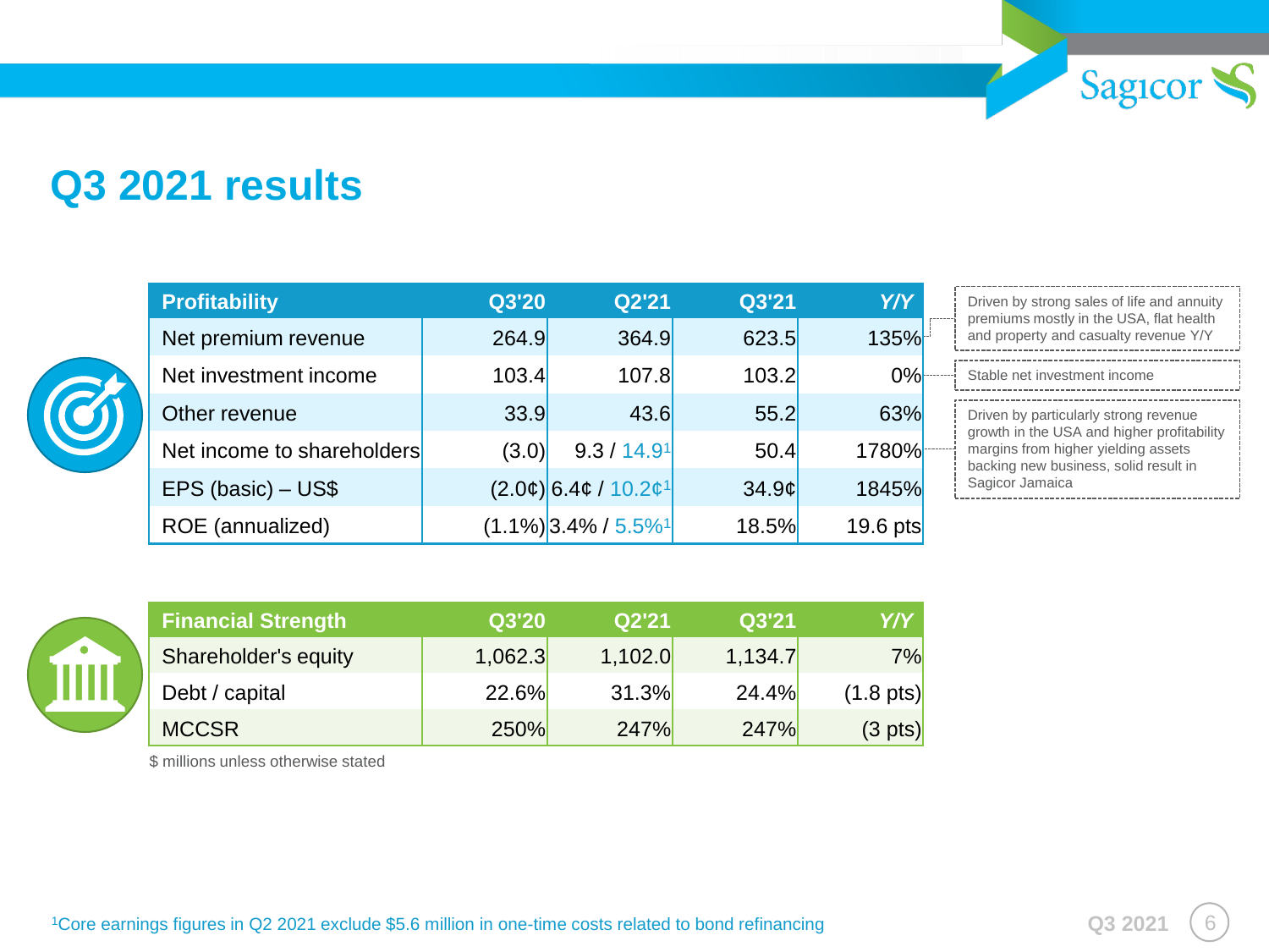# Q3 2021 results

| Profitability | Q3'20 | Q2'21 | Q3'21 | Y/Y |
|---|---|---|---|---|
| Net premium revenue | 264.9 | 364.9 | 623.5 | 135% |
| Net investment income | 103.4 | 107.8 | 103.2 | 0% |
| Other revenue | 33.9 | 43.6 | 55.2 | 63% |
| Net income to shareholders | (3.0) | 9.3 / 14.9[1] | 50.4 | 1780% |
| EPS (basic) – US$ | (2.0¢) | 6.4¢ / 10.2¢[1] | 34.9¢ | 1845% |
| ROE (annualized) | (1.1%) | 3.4% / 5.5%[1] | 18.5% | 19.6 pts |

Driven by strong sales of life and annuity premiums mostly in the USA, flat health and property and casualty revenue Y/Y

Stable net investment income

Driven by particularly strong revenue growth in the USA and higher profitability margins from higher yielding assets backing new business, solid result in Sagicor Jamaica

| Financial Strength | Q3'20 | Q2'21 | Q3'21 | Y/Y |
|---|---|---|---|---|
| Shareholder's equity | 1,062.3 | 1,102.0 | 1,134.7 | 7% |
| Debt / capital | 22.6% | 31.3% | 24.4% | (1.8 pts) |
| MCCSR | 250% | 247% | 247% | (3 pts) |

$ millions unless otherwise stated

[1]Core earnings figures in Q2 2021 exclude $5.6 million in one-time costs related to bond refinancing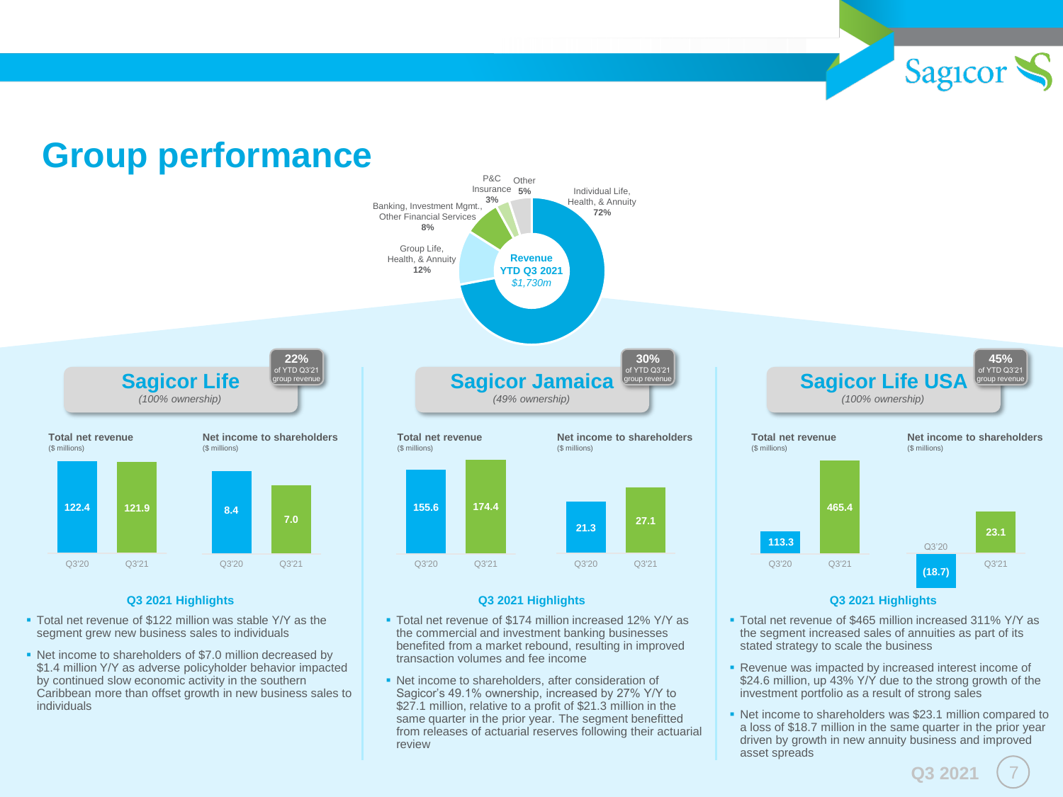# Group performance

**Revenue YTD Q3 2021** *$1,730m*

| Segment | Share |
|---|---|
| Individual Life, Health, & Annuity | 72% |
| Group Life, Health, & Annuity | 12% |
| Banking, Investment Mgmt., Other Financial Services | 8% |
| P&C Insurance | 3% |
| Other | 5% |

## Sagicor Life

*(100% ownership)*

**22%** of YTD Q3'21 group revenue

| | Q3'20 | Q3'21 |
|---|---|---|
| Total net revenue ($ millions) | 122.4 | 121.9 |
| Net income to shareholders ($ millions) | 8.4 | 7.0 |

### Q3 2021 Highlights

- Total net revenue of $122 million was stable Y/Y as the segment grew new business sales to individuals
- Net income to shareholders of $7.0 million decreased by $1.4 million Y/Y as adverse policyholder behavior impacted by continued slow economic activity in the southern Caribbean more than offset growth in new business sales to individuals

## Sagicor Jamaica

*(49% ownership)*

**30%** of YTD Q3'21 group revenue

| | Q3'20 | Q3'21 |
|---|---|---|
| Total net revenue ($ millions) | 155.6 | 174.4 |
| Net income to shareholders ($ millions) | 21.3 | 27.1 |

### Q3 2021 Highlights

- Total net revenue of $174 million increased 12% Y/Y as the commercial and investment banking businesses benefited from a market rebound, resulting in improved transaction volumes and fee income
- Net income to shareholders, after consideration of Sagicor's 49.1% ownership, increased by 27% Y/Y to $27.1 million, relative to a profit of $21.3 million in the same quarter in the prior year. The segment benefitted from releases of actuarial reserves following their actuarial review

## Sagicor Life USA

*(100% ownership)*

**45%** of YTD Q3'21 group revenue

| | Q3'20 | Q3'21 |
|---|---|---|
| Total net revenue ($ millions) | 113.3 | 465.4 |
| Net income to shareholders ($ millions) | (18.7) | 23.1 |

### Q3 2021 Highlights

- Total net revenue of $465 million increased 311% Y/Y as the segment increased sales of annuities as part of its stated strategy to scale the business
- Revenue was impacted by increased interest income of $24.6 million, up 43% Y/Y due to the strong growth of the investment portfolio as a result of strong sales
- Net income to shareholders was $23.1 million compared to a loss of $18.7 million in the same quarter in the prior year driven by growth in new annuity business and improved asset spreads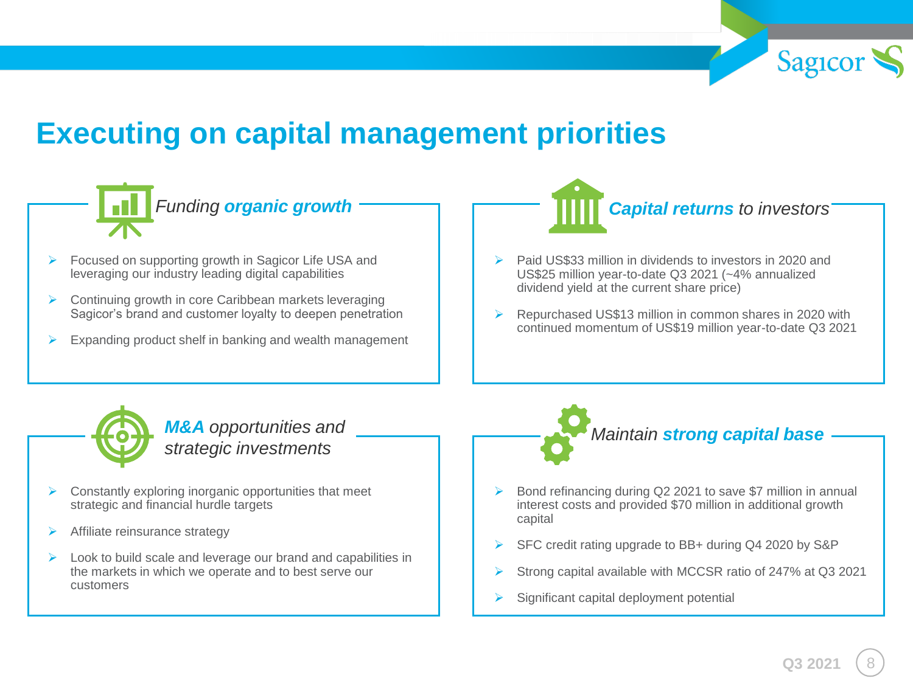# Executing on capital management priorities

## *Funding **organic growth***

- Focused on supporting growth in Sagicor Life USA and leveraging our industry leading digital capabilities
- Continuing growth in core Caribbean markets leveraging Sagicor's brand and customer loyalty to deepen penetration
- Expanding product shelf in banking and wealth management

## ***Capital returns** to investors*

- Paid US$33 million in dividends to investors in 2020 and US$25 million year-to-date Q3 2021 (~4% annualized dividend yield at the current share price)
- Repurchased US$13 million in common shares in 2020 with continued momentum of US$19 million year-to-date Q3 2021

## ***M&A** opportunities and strategic investments*

- Constantly exploring inorganic opportunities that meet strategic and financial hurdle targets
- Affiliate reinsurance strategy
- Look to build scale and leverage our brand and capabilities in the markets in which we operate and to best serve our customers

## *Maintain **strong capital base***

- Bond refinancing during Q2 2021 to save $7 million in annual interest costs and provided $70 million in additional growth capital
- SFC credit rating upgrade to BB+ during Q4 2020 by S&P
- Strong capital available with MCCSR ratio of 247% at Q3 2021
- Significant capital deployment potential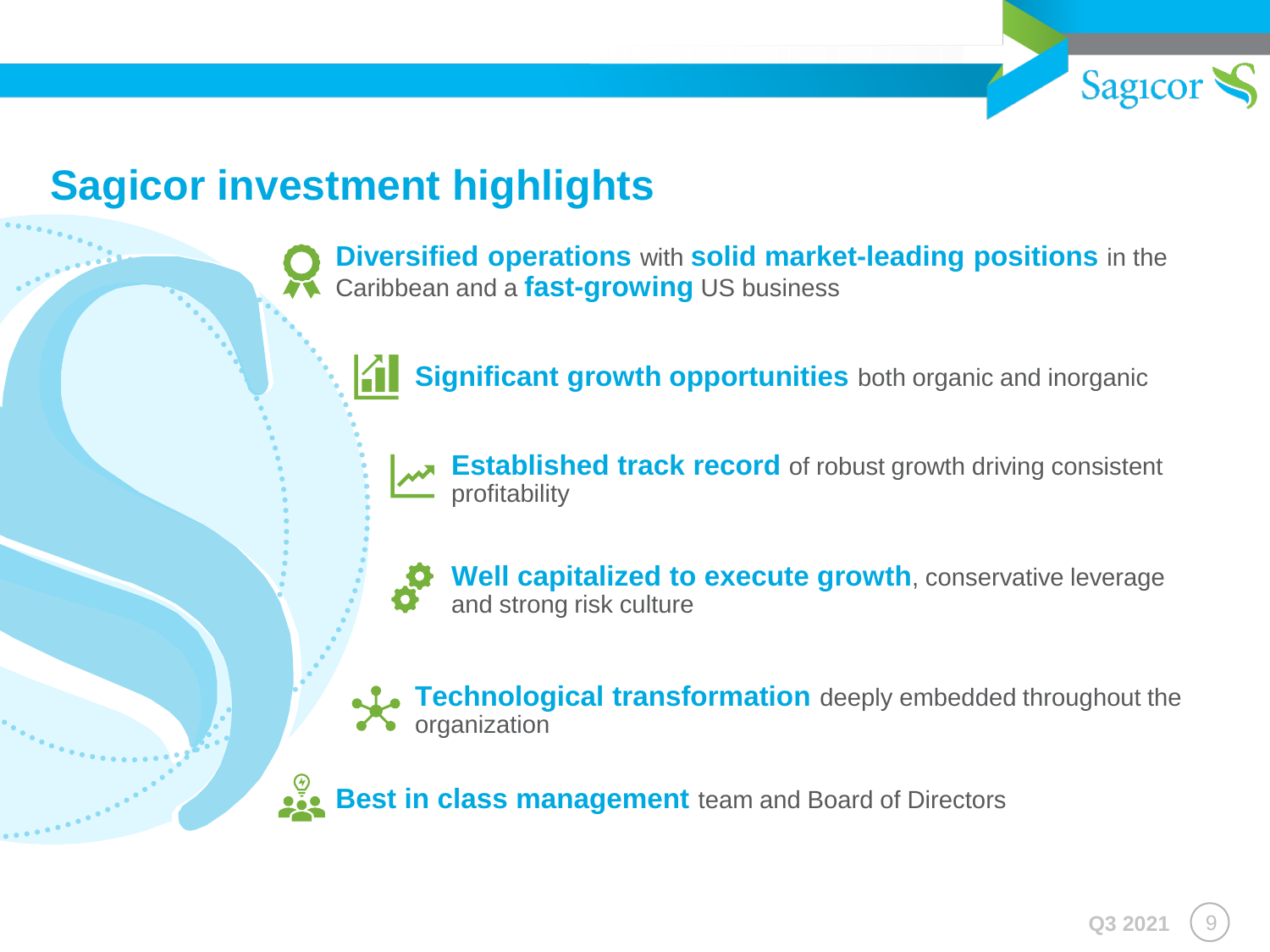# Sagicor investment highlights

- **Diversified operations** with **solid market-leading positions** in the Caribbean and a **fast-growing** US business
- **Significant growth opportunities** both organic and inorganic
- **Established track record** of robust growth driving consistent profitability
- **Well capitalized to execute growth**, conservative leverage and strong risk culture
- **Technological transformation** deeply embedded throughout the organization
- **Best in class management** team and Board of Directors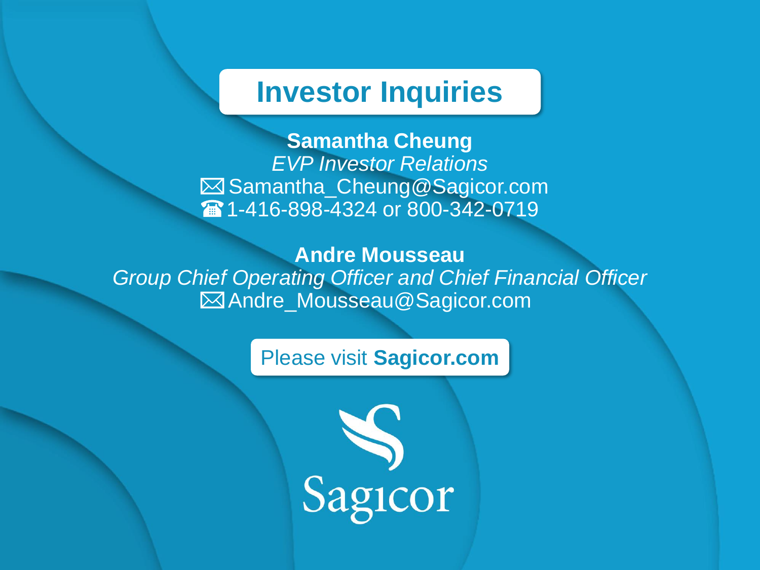# Investor Inquiries

**Samantha Cheung**
*EVP Investor Relations*
✉ Samantha_Cheung@Sagicor.com
☎ 1-416-898-4324 or 800-342-0719

**Andre Mousseau**
*Group Chief Operating Officer and Chief Financial Officer*
✉ Andre_Mousseau@Sagicor.com

Please visit **Sagicor.com**

Sagicor